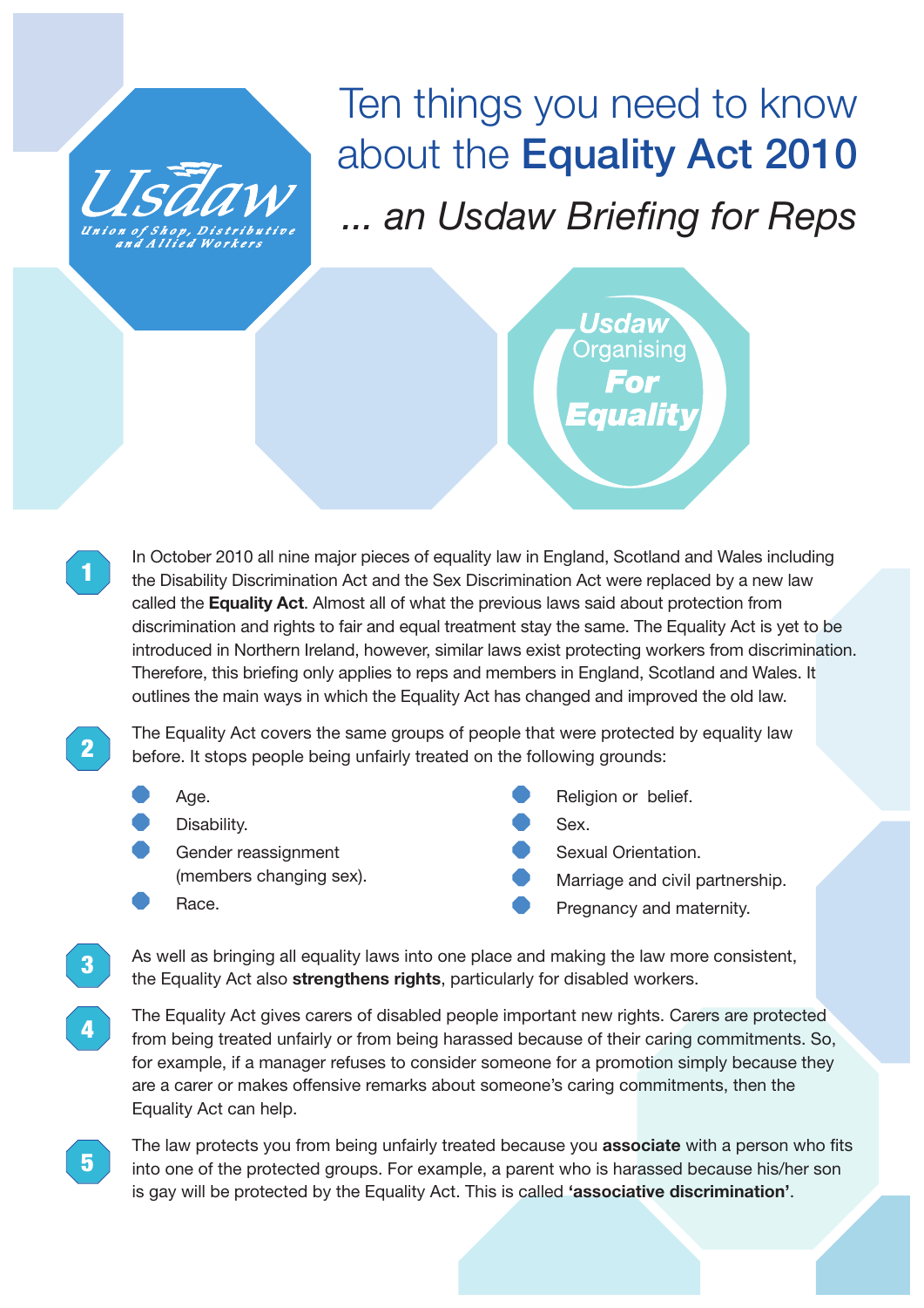# Ten things you need to know about the **Equality Act 2010**

## *... an Usdaw Briefing for Reps*

Usdaw
Union of Shop, Distributive and Allied Workers

Usdaw Organising **For Equality**

**1** In October 2010 all nine major pieces of equality law in England, Scotland and Wales including the Disability Discrimination Act and the Sex Discrimination Act were replaced by a new law called the **Equality Act**. Almost all of what the previous laws said about protection from discrimination and rights to fair and equal treatment stay the same. The Equality Act is yet to be introduced in Northern Ireland, however, similar laws exist protecting workers from discrimination. Therefore, this briefing only applies to reps and members in England, Scotland and Wales. It outlines the main ways in which the Equality Act has changed and improved the old law.

**2** The Equality Act covers the same groups of people that were protected by equality law before. It stops people being unfairly treated on the following grounds:

- Age.
- Disability.
- Gender reassignment (members changing sex).
- Race.
- Religion or belief.
- Sex.
- Sexual Orientation.
- Marriage and civil partnership.
- Pregnancy and maternity.

**3** As well as bringing all equality laws into one place and making the law more consistent, the Equality Act also **strengthens rights**, particularly for disabled workers.

**4** The Equality Act gives carers of disabled people important new rights. Carers are protected from being treated unfairly or from being harassed because of their caring commitments. So, for example, if a manager refuses to consider someone for a promotion simply because they are a carer or makes offensive remarks about someone's caring commitments, then the Equality Act can help.

**5** The law protects you from being unfairly treated because you **associate** with a person who fits into one of the protected groups. For example, a parent who is harassed because his/her son is gay will be protected by the Equality Act. This is called **'associative discrimination'**.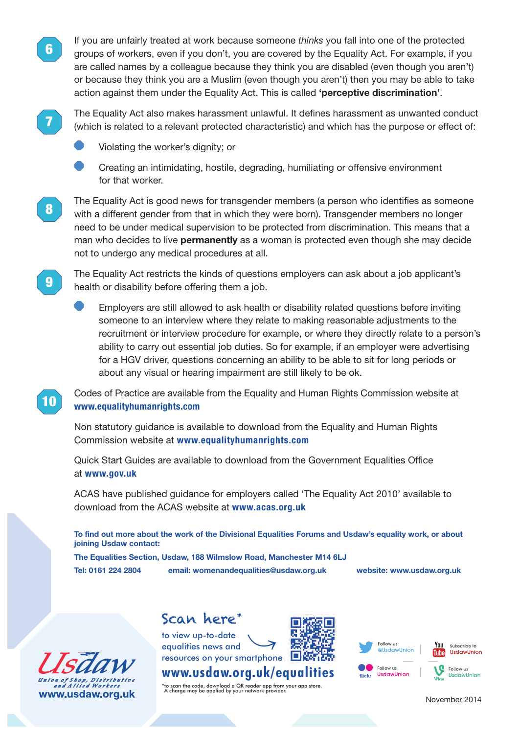6 If you are unfairly treated at work because someone *thinks* you fall into one of the protected groups of workers, even if you don't, you are covered by the Equality Act. For example, if you are called names by a colleague because they think you are disabled (even though you aren't) or because they think you are a Muslim (even though you aren't) then you may be able to take action against them under the Equality Act. This is called **'perceptive discrimination'**.

7 The Equality Act also makes harassment unlawful. It defines harassment as unwanted conduct (which is related to a relevant protected characteristic) and which has the purpose or effect of:

- Violating the worker's dignity; or
- Creating an intimidating, hostile, degrading, humiliating or offensive environment for that worker.

8 The Equality Act is good news for transgender members (a person who identifies as someone with a different gender from that in which they were born). Transgender members no longer need to be under medical supervision to be protected from discrimination. This means that a man who decides to live **permanently** as a woman is protected even though she may decide not to undergo any medical procedures at all.

9 The Equality Act restricts the kinds of questions employers can ask about a job applicant's health or disability before offering them a job.

- Employers are still allowed to ask health or disability related questions before inviting someone to an interview where they relate to making reasonable adjustments to the recruitment or interview procedure for example, or where they directly relate to a person's ability to carry out essential job duties. So for example, if an employer were advertising for a HGV driver, questions concerning an ability to be able to sit for long periods or about any visual or hearing impairment are still likely to be ok.

10 Codes of Practice are available from the Equality and Human Rights Commission website at **www.equalityhumanrights.com**

Non statutory guidance is available to download from the Equality and Human Rights Commission website at **www.equalityhumanrights.com**

Quick Start Guides are available to download from the Government Equalities Office at **www.gov.uk**

ACAS have published guidance for employers called 'The Equality Act 2010' available to download from the ACAS website at **www.acas.org.uk**

**To find out more about the work of the Divisional Equalities Forums and Usdaw's equality work, or about joining Usdaw contact:**

**The Equalities Section, Usdaw, 188 Wilmslow Road, Manchester M14 6LJ**

**Tel: 0161 224 2804** **email: womenandequalities@usdaw.org.uk** **website: www.usdaw.org.uk**

Usdaw
Union of Shop, Distributive and Allied Workers
www.usdaw.org.uk

Scan here*
to view up-to-date equalities news and resources on your smartphone
**www.usdaw.org.uk/equalities**

*to scan the code, download a QR reader app from your app store. A charge may be applied by your network provider.

Follow us @UsdawUnion
Subscribe to UsdawUnion
Follow us UsdawUnion
Follow us UsdawUnion

November 2014